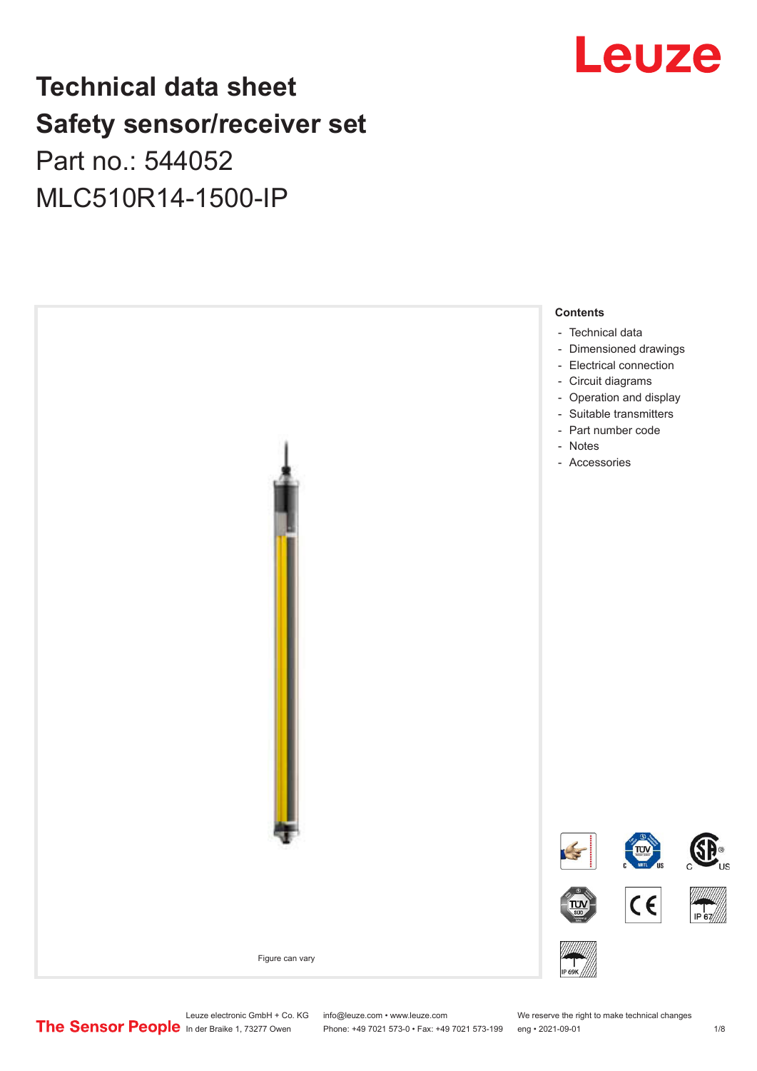# Technical data sheet
# Safety sensor/receiver set

Part no.: 544052

MLC510R14-1500-IP

Figure can vary

**Contents**

- Technical data
- Dimensioned drawings
- Electrical connection
- Circuit diagrams
- Operation and display
- Suitable transmitters
- Part number code
- Notes
- Accessories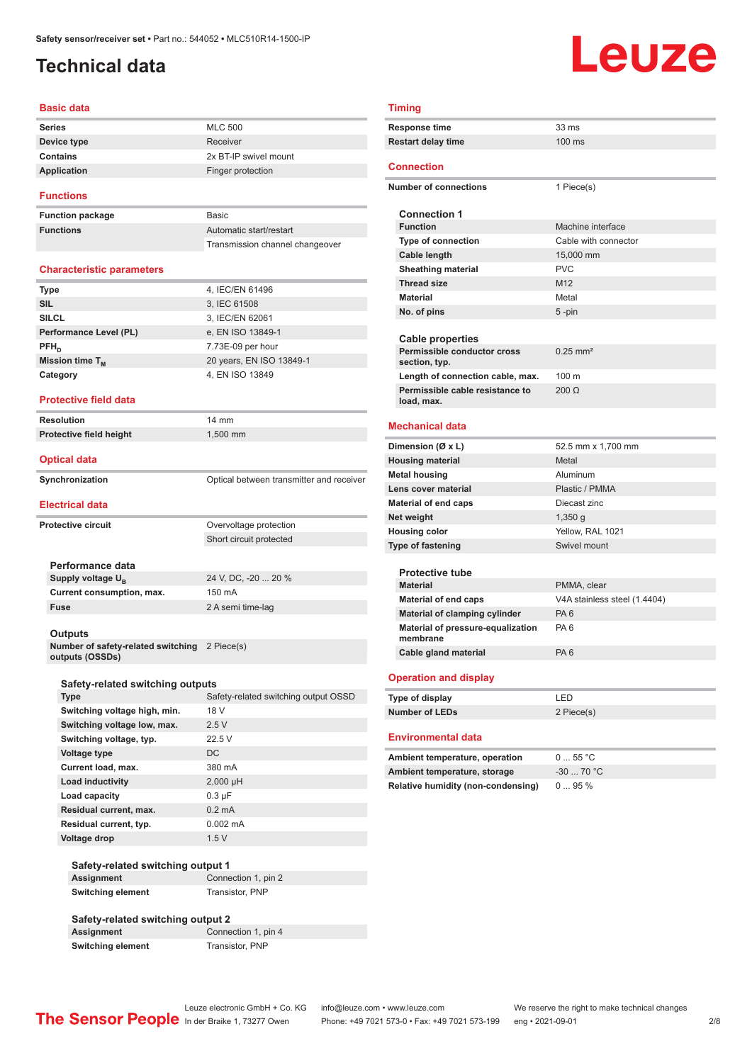# Technical data

## Basic data

| | |
|---|---|
| **Series** | MLC 500 |
| **Device type** | Receiver |
| **Contains** | 2x BT-IP swivel mount |
| **Application** | Finger protection |

## Functions

| | |
|---|---|
| **Function package** | Basic |
| **Functions** | Automatic start/restart |
| | Transmission channel changeover |

## Characteristic parameters

| | |
|---|---|
| **Type** | 4, IEC/EN 61496 |
| **SIL** | 3, IEC 61508 |
| **SILCL** | 3, IEC/EN 62061 |
| **Performance Level (PL)** | e, EN ISO 13849-1 |
| **$PFH_D$** | 7.73E-09 per hour |
| **Mission time $T_M$** | 20 years, EN ISO 13849-1 |
| **Category** | 4, EN ISO 13849 |

## Protective field data

| | |
|---|---|
| **Resolution** | 14 mm |
| **Protective field height** | 1,500 mm |

## Optical data

| | |
|---|---|
| **Synchronization** | Optical between transmitter and receiver |

## Electrical data

| | |
|---|---|
| **Protective circuit** | Overvoltage protection |
| | Short circuit protected |

### Performance data

| | |
|---|---|
| **Supply voltage $U_B$** | 24 V, DC, -20 ... 20 % |
| **Current consumption, max.** | 150 mA |
| **Fuse** | 2 A semi time-lag |

### Outputs

| | |
|---|---|
| **Number of safety-related switching outputs (OSSDs)** | 2 Piece(s) |

### Safety-related switching outputs

| | |
|---|---|
| **Type** | Safety-related switching output OSSD |
| **Switching voltage high, min.** | 18 V |
| **Switching voltage low, max.** | 2.5 V |
| **Switching voltage, typ.** | 22.5 V |
| **Voltage type** | DC |
| **Current load, max.** | 380 mA |
| **Load inductivity** | 2,000 µH |
| **Load capacity** | 0.3 µF |
| **Residual current, max.** | 0.2 mA |
| **Residual current, typ.** | 0.002 mA |
| **Voltage drop** | 1.5 V |

### Safety-related switching output 1

| | |
|---|---|
| **Assignment** | Connection 1, pin 2 |
| **Switching element** | Transistor, PNP |

### Safety-related switching output 2

| | |
|---|---|
| **Assignment** | Connection 1, pin 4 |
| **Switching element** | Transistor, PNP |

## Timing

| | |
|---|---|
| **Response time** | 33 ms |
| **Restart delay time** | 100 ms |

## Connection

| | |
|---|---|
| **Number of connections** | 1 Piece(s) |

### Connection 1

| | |
|---|---|
| **Function** | Machine interface |
| **Type of connection** | Cable with connector |
| **Cable length** | 15,000 mm |
| **Sheathing material** | PVC |
| **Thread size** | M12 |
| **Material** | Metal |
| **No. of pins** | 5 -pin |

### Cable properties

| | |
|---|---|
| **Permissible conductor cross section, typ.** | 0.25 mm² |
| **Length of connection cable, max.** | 100 m |
| **Permissible cable resistance to load, max.** | 200 Ω |

## Mechanical data

| | |
|---|---|
| **Dimension (Ø x L)** | 52.5 mm x 1,700 mm |
| **Housing material** | Metal |
| **Metal housing** | Aluminum |
| **Lens cover material** | Plastic / PMMA |
| **Material of end caps** | Diecast zinc |
| **Net weight** | 1,350 g |
| **Housing color** | Yellow, RAL 1021 |
| **Type of fastening** | Swivel mount |

### Protective tube

| | |
|---|---|
| **Material** | PMMA, clear |
| **Material of end caps** | V4A stainless steel (1.4404) |
| **Material of clamping cylinder** | PA 6 |
| **Material of pressure-equalization membrane** | PA 6 |
| **Cable gland material** | PA 6 |

## Operation and display

| | |
|---|---|
| **Type of display** | LED |
| **Number of LEDs** | 2 Piece(s) |

## Environmental data

| | |
|---|---|
| **Ambient temperature, operation** | 0 ... 55 °C |
| **Ambient temperature, storage** | -30 ... 70 °C |
| **Relative humidity (non-condensing)** | 0 ... 95 % |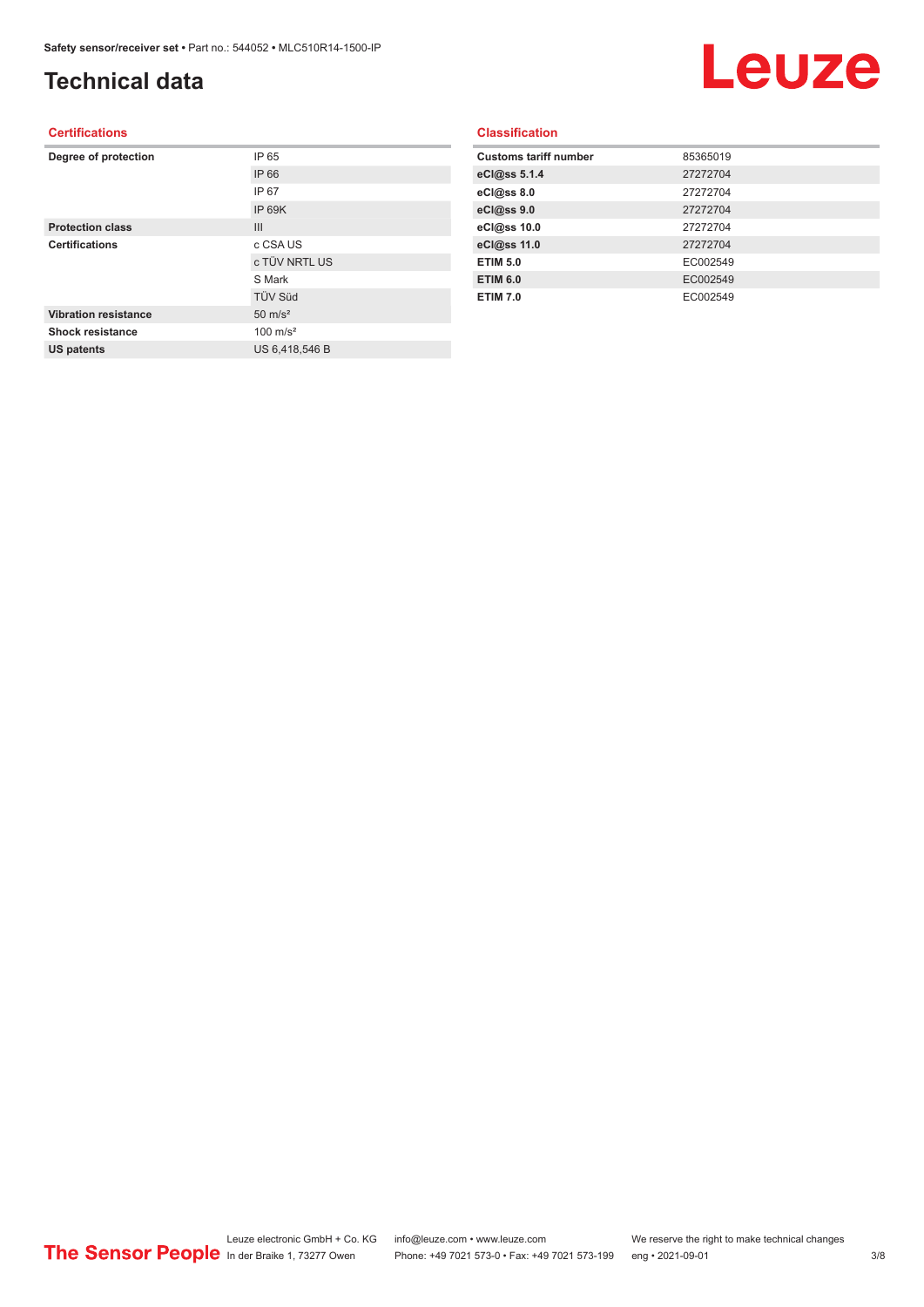# Technical data

## Certifications

| | |
|---|---|
| **Degree of protection** | IP 65 |
| | IP 66 |
| | IP 67 |
| | IP 69K |
| **Protection class** | III |
| **Certifications** | c CSA US |
| | c TÜV NRTL US |
| | S Mark |
| | TÜV Süd |
| **Vibration resistance** | 50 m/s² |
| **Shock resistance** | 100 m/s² |
| **US patents** | US 6,418,546 B |

## Classification

| | |
|---|---|
| **Customs tariff number** | 85365019 |
| **eCl@ss 5.1.4** | 27272704 |
| **eCl@ss 8.0** | 27272704 |
| **eCl@ss 9.0** | 27272704 |
| **eCl@ss 10.0** | 27272704 |
| **eCl@ss 11.0** | 27272704 |
| **ETIM 5.0** | EC002549 |
| **ETIM 6.0** | EC002549 |
| **ETIM 7.0** | EC002549 |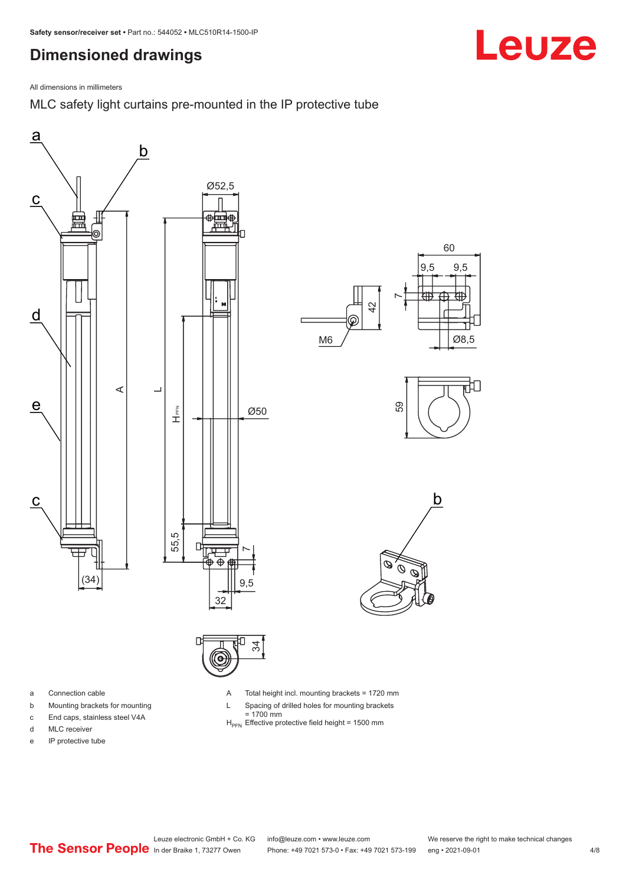# Dimensioned drawings

All dimensions in millimeters

MLC safety light curtains pre-mounted in the IP protective tube

- a Connection cable
- b Mounting brackets for mounting
- c End caps, stainless steel V4A
- d MLC receiver
- e IP protective tube

- A Total height incl. mounting brackets = 1720 mm
- L Spacing of drilled holes for mounting brackets = 1700 mm
- $H_{PFN}$ Effective protective field height = 1500 mm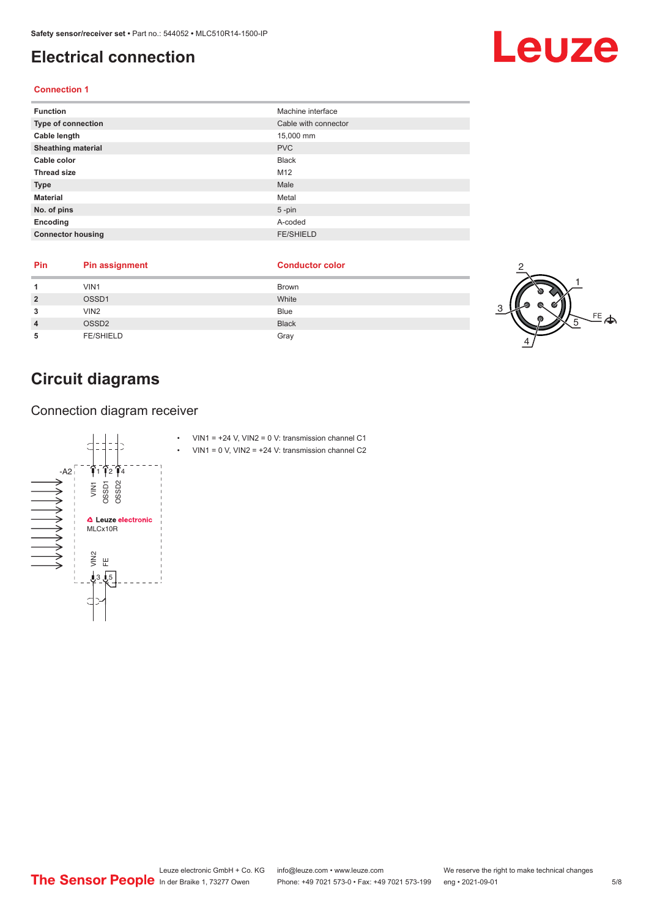# Electrical connection

### Connection 1

| | |
|---|---|
| **Function** | Machine interface |
| **Type of connection** | Cable with connector |
| **Cable length** | 15,000 mm |
| **Sheathing material** | PVC |
| **Cable color** | Black |
| **Thread size** | M12 |
| **Type** | Male |
| **Material** | Metal |
| **No. of pins** | 5 -pin |
| **Encoding** | A-coded |
| **Connector housing** | FE/SHIELD |

| Pin | Pin assignment | Conductor color |
|---|---|---|
| **1** | VIN1 | Brown |
| **2** | OSSD1 | White |
| **3** | VIN2 | Blue |
| **4** | OSSD2 | Black |
| **5** | FE/SHIELD | Gray |

# Circuit diagrams

## Connection diagram receiver

- VIN1 = +24 V, VIN2 = 0 V: transmission channel C1
- VIN1 = 0 V, VIN2 = +24 V: transmission channel C2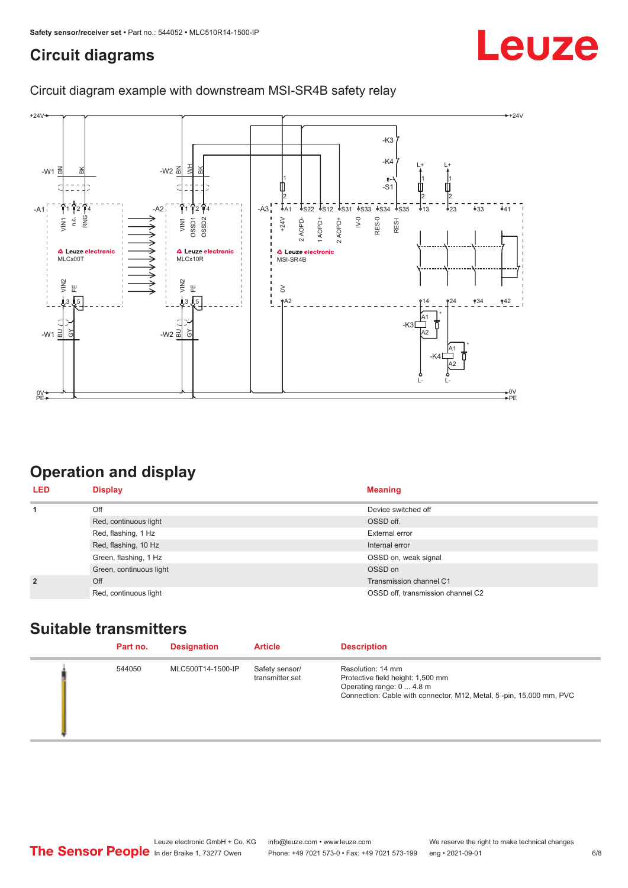# Circuit diagrams

Circuit diagram example with downstream MSI-SR4B safety relay

# Operation and display

| LED | Display | Meaning |
| --- | --- | --- |
| 1 | Off | Device switched off |
| | Red, continuous light | OSSD off. |
| | Red, flashing, 1 Hz | External error |
| | Red, flashing, 10 Hz | Internal error |
| | Green, flashing, 1 Hz | OSSD on, weak signal |
| | Green, continuous light | OSSD on |
| 2 | Off | Transmission channel C1 |
| | Red, continuous light | OSSD off, transmission channel C2 |

# Suitable transmitters

| | Part no. | Designation | Article | Description |
| --- | --- | --- | --- | --- |
| | 544050 | MLC500T14-1500-IP | Safety sensor/ transmitter set | Resolution: 14 mm<br>Protective field height: 1,500 mm<br>Operating range: 0 ... 4.8 m<br>Connection: Cable with connector, M12, Metal, 5 -pin, 15,000 mm, PVC |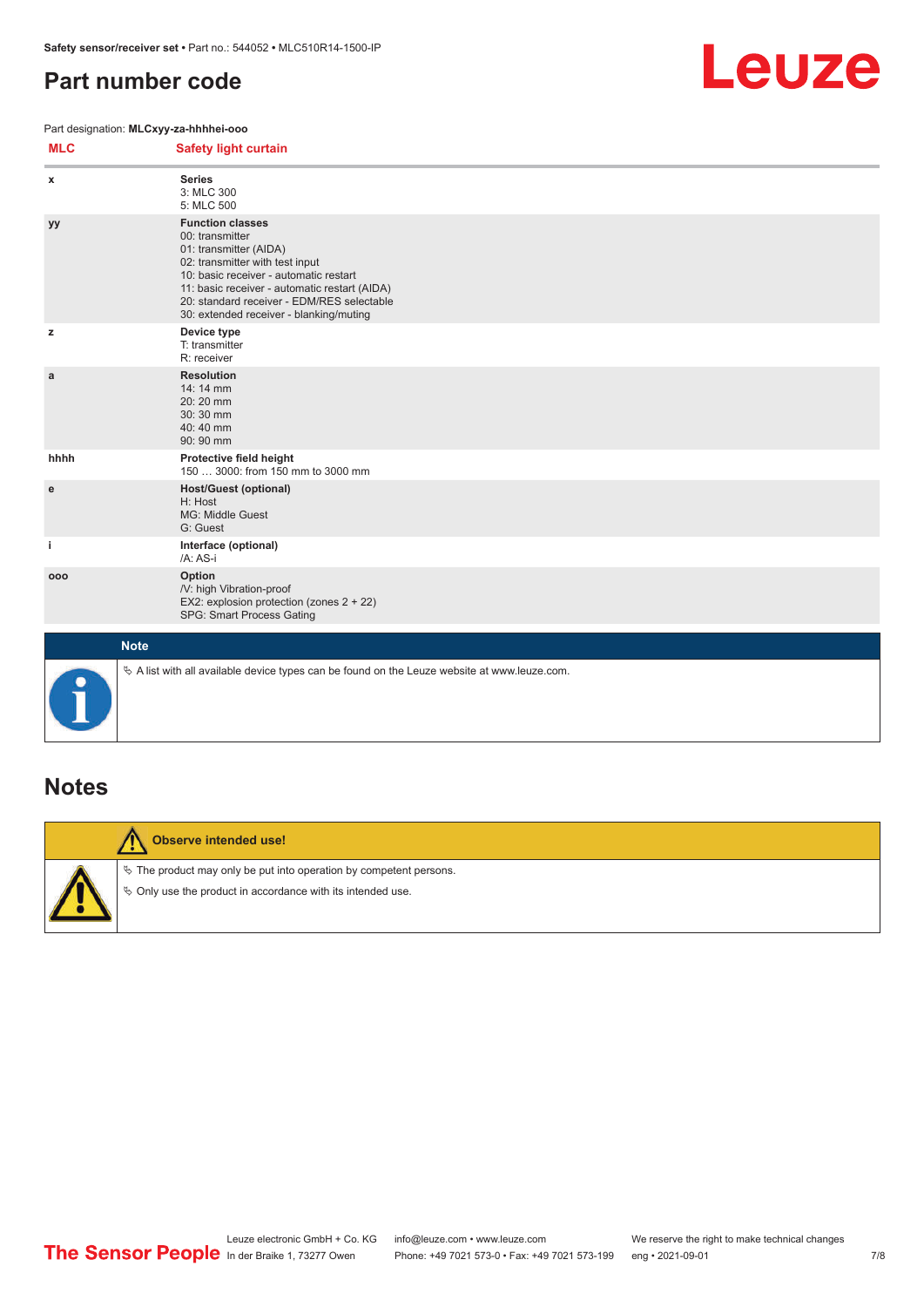# Part number code

Part designation: **MLCxyy-za-hhhhei-ooo**

| MLC | Safety light curtain |
|---|---|
| x | **Series**<br>3: MLC 300<br>5: MLC 500 |
| yy | **Function classes**<br>00: transmitter<br>01: transmitter (AIDA)<br>02: transmitter with test input<br>10: basic receiver - automatic restart<br>11: basic receiver - automatic restart (AIDA)<br>20: standard receiver - EDM/RES selectable<br>30: extended receiver - blanking/muting |
| z | **Device type**<br>T: transmitter<br>R: receiver |
| a | **Resolution**<br>14: 14 mm<br>20: 20 mm<br>30: 30 mm<br>40: 40 mm<br>90: 90 mm |
| hhhh | **Protective field height**<br>150 … 3000: from 150 mm to 3000 mm |
| e | **Host/Guest (optional)**<br>H: Host<br>MG: Middle Guest<br>G: Guest |
| i | **Interface (optional)**<br>/A: AS-i |
| ooo | **Option**<br>/V: high Vibration-proof<br>EX2: explosion protection (zones 2 + 22)<br>SPG: Smart Process Gating |

**Note**

- A list with all available device types can be found on the Leuze website at www.leuze.com.

# Notes

**Observe intended use!**

- The product may only be put into operation by competent persons.
- Only use the product in accordance with its intended use.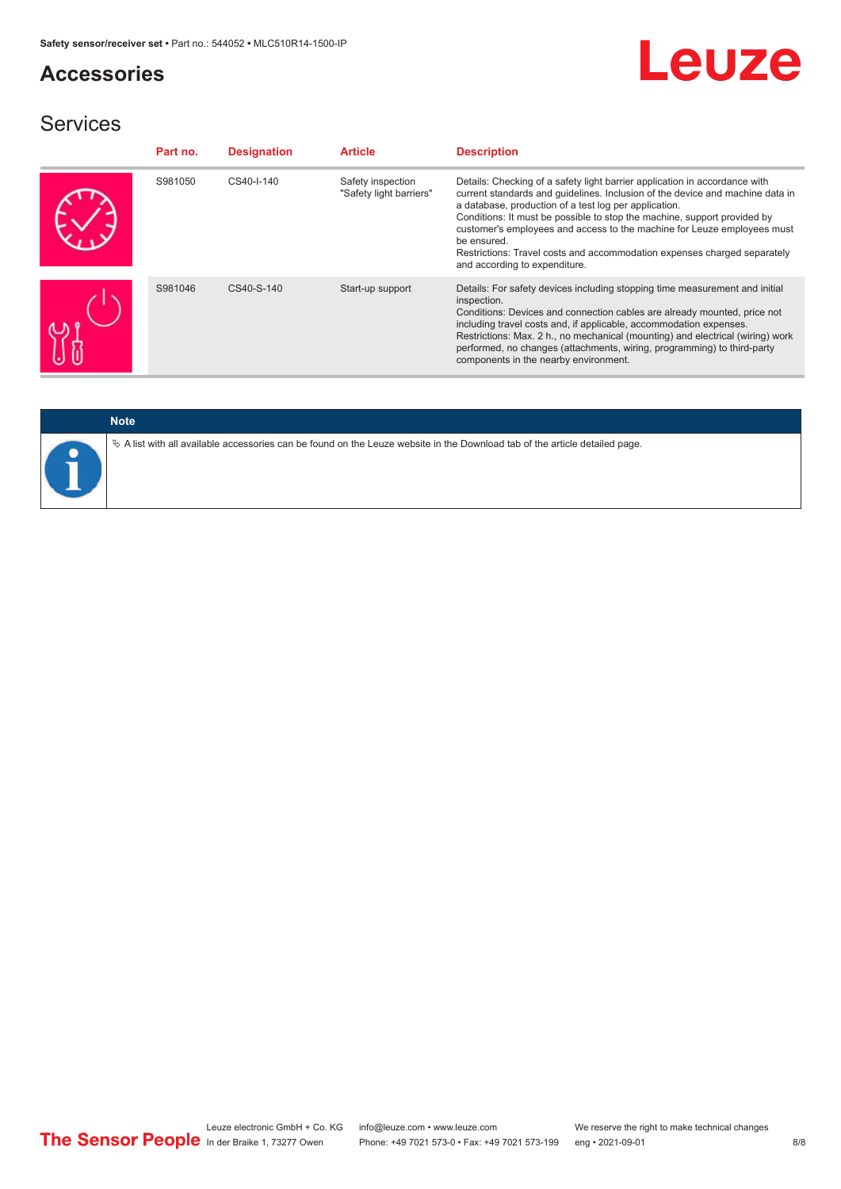## Accessories

### Services

| | Part no. | Designation | Article | Description |
|---|---|---|---|---|
| | S981050 | CS40-I-140 | Safety inspection "Safety light barriers" | Details: Checking of a safety light barrier application in accordance with current standards and guidelines. Inclusion of the device and machine data in a database, production of a test log per application.<br>Conditions: It must be possible to stop the machine, support provided by customer's employees and access to the machine for Leuze employees must be ensured.<br>Restrictions: Travel costs and accommodation expenses charged separately and according to expenditure. |
| | S981046 | CS40-S-140 | Start-up support | Details: For safety devices including stopping time measurement and initial inspection.<br>Conditions: Devices and connection cables are already mounted, price not including travel costs and, if applicable, accommodation expenses.<br>Restrictions: Max. 2 h., no mechanical (mounting) and electrical (wiring) work performed, no changes (attachments, wiring, programming) to third-party components in the nearby environment. |

**Note**

↳ A list with all available accessories can be found on the Leuze website in the Download tab of the article detailed page.